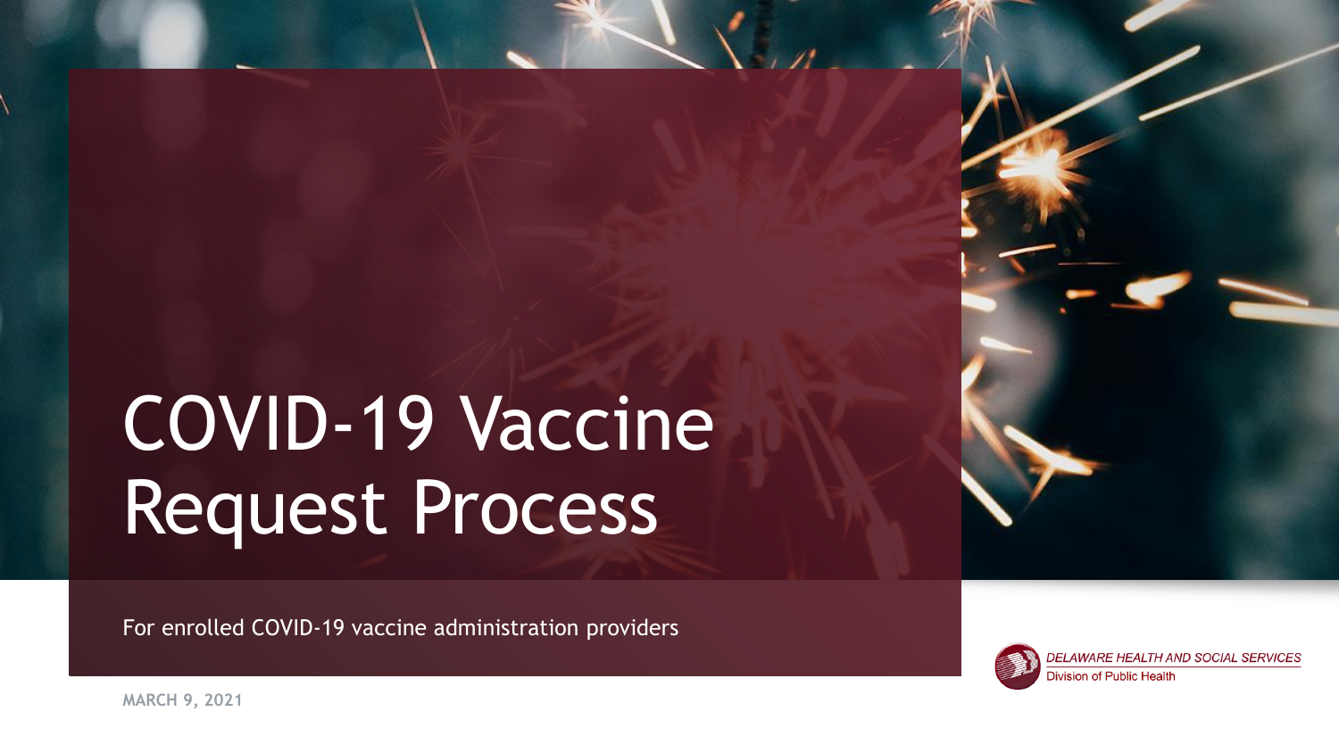# COVID-19 Vaccine Request Process

For enrolled COVID-19 vaccine administration providers

DELAWARE HEALTH AND SOCIAL SERVICES
Division of Public Health

MARCH 9, 2021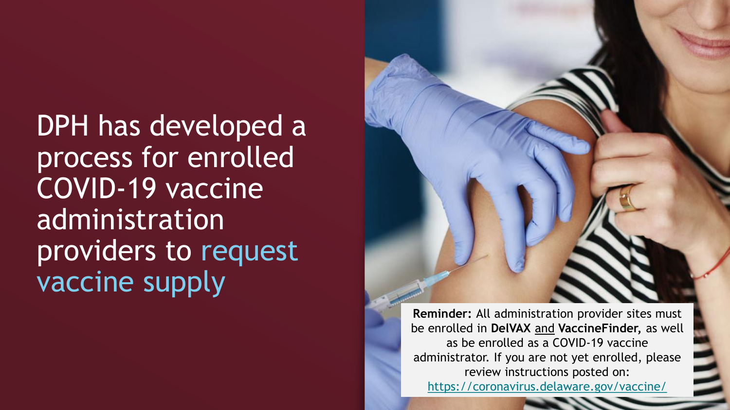# DPH has developed a process for enrolled COVID-19 vaccine administration providers to request vaccine supply

**Reminder:** All administration provider sites must be enrolled in **DelVAX** and **VaccineFinder,** as well as be enrolled as a COVID-19 vaccine administrator. If you are not yet enrolled, please review instructions posted on: https://coronavirus.delaware.gov/vaccine/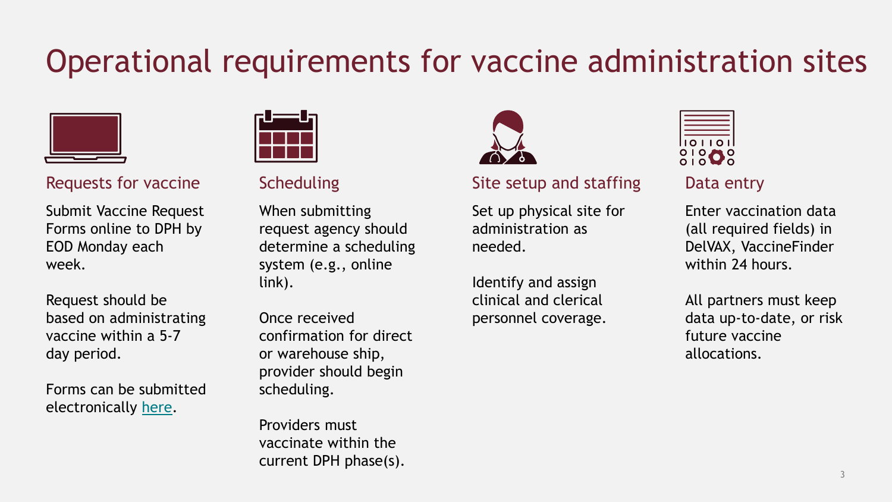# Operational requirements for vaccine administration sites

## Requests for vaccine

Submit Vaccine Request Forms online to DPH by EOD Monday each week.

Request should be based on administrating vaccine within a 5-7 day period.

Forms can be submitted electronically here.

## Scheduling

When submitting request agency should determine a scheduling system (e.g., online link).

Once received confirmation for direct or warehouse ship, provider should begin scheduling.

Providers must vaccinate within the current DPH phase(s).

## Site setup and staffing

Set up physical site for administration as needed.

Identify and assign clinical and clerical personnel coverage.

## Data entry

Enter vaccination data (all required fields) in DelVAX, VaccineFinder within 24 hours.

All partners must keep data up-to-date, or risk future vaccine allocations.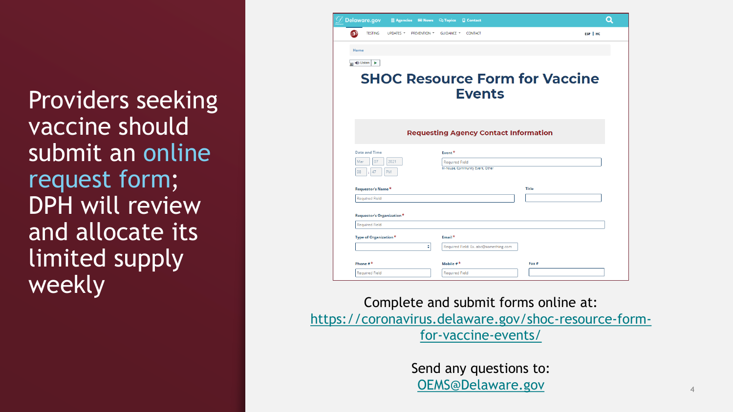Providers seeking vaccine should submit an online request form; DPH will review and allocate its limited supply weekly

Complete and submit forms online at:
https://coronavirus.delaware.gov/shoc-resource-form-for-vaccine-events/

Send any questions to:
OEMS@Delaware.gov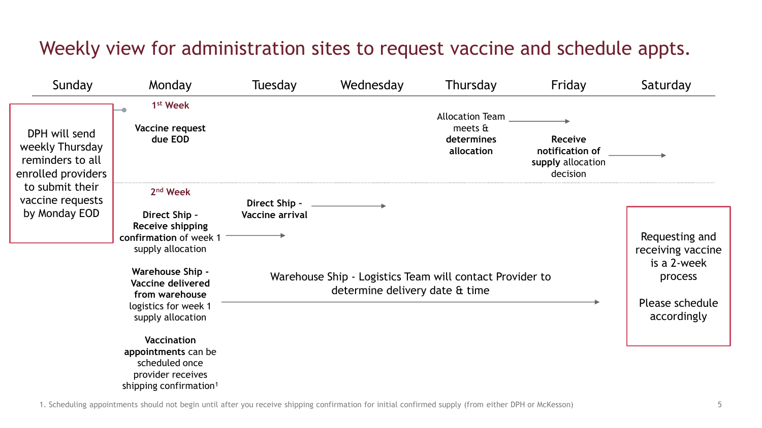# Weekly view for administration sites to request vaccine and schedule appts.

| Sunday | Monday | Tuesday | Wednesday | Thursday | Friday | Saturday |
|---|---|---|---|---|---|---|
| DPH will send weekly Thursday reminders to all enrolled providers to submit their vaccine requests by Monday EOD | **1st Week** **Vaccine request due EOD** | | | Allocation Team meets & **determines allocation** → | **Receive notification of supply** allocation decision → | |
| | **2nd Week** **Direct Ship - Receive shipping confirmation** of week 1 supply allocation → | **Direct Ship - Vaccine arrival** → | | | | Requesting and receiving vaccine is a 2-week process. Please schedule accordingly |
| | **Warehouse Ship - Vaccine delivered from warehouse** logistics for week 1 supply allocation → | Warehouse Ship - Logistics Team will contact Provider to determine delivery date & time → | | | | |
| | **Vaccination appointments** can be scheduled once provider receives shipping confirmation[1] | | | | | |

1. Scheduling appointments should not begin until after you receive shipping confirmation for initial confirmed supply (from either DPH or McKesson)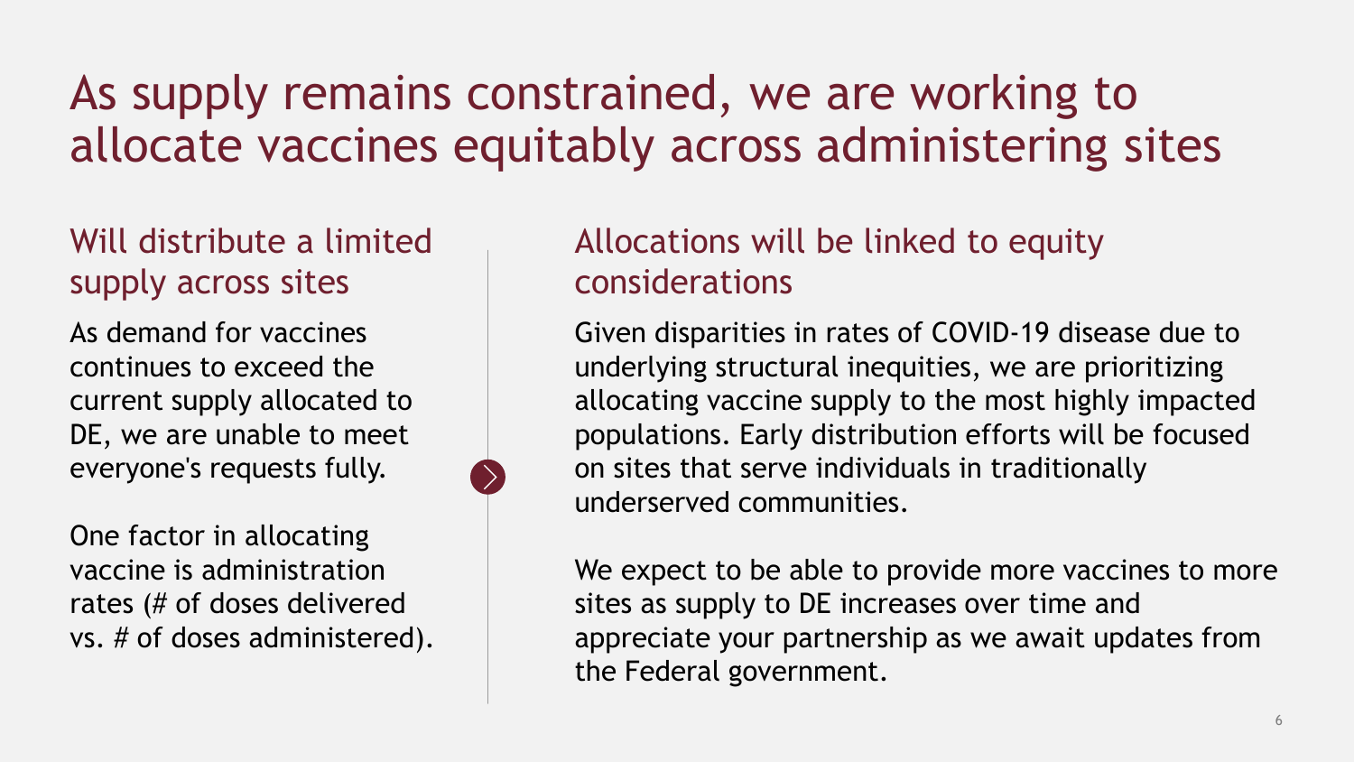# As supply remains constrained, we are working to allocate vaccines equitably across administering sites

## Will distribute a limited supply across sites

As demand for vaccines continues to exceed the current supply allocated to DE, we are unable to meet everyone's requests fully.

One factor in allocating vaccine is administration rates (# of doses delivered vs. # of doses administered).

## Allocations will be linked to equity considerations

Given disparities in rates of COVID-19 disease due to underlying structural inequities, we are prioritizing allocating vaccine supply to the most highly impacted populations. Early distribution efforts will be focused on sites that serve individuals in traditionally underserved communities.

We expect to be able to provide more vaccines to more sites as supply to DE increases over time and appreciate your partnership as we await updates from the Federal government.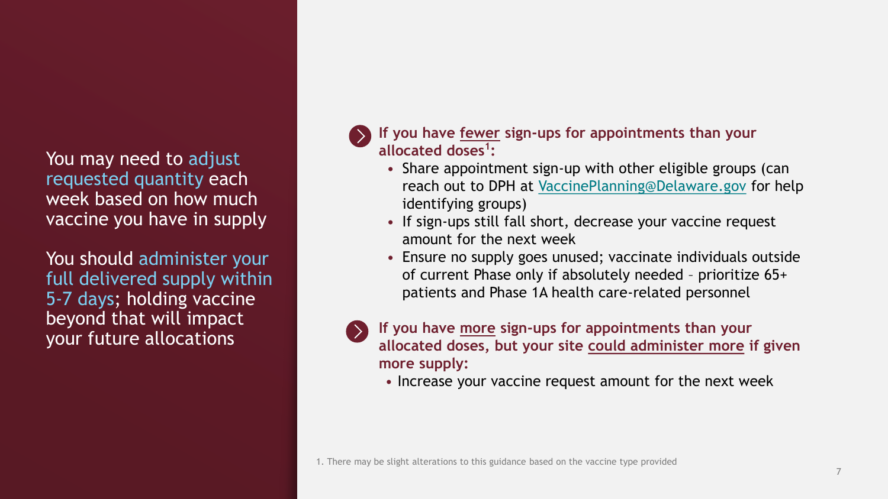You may need to adjust requested quantity each week based on how much vaccine you have in supply

You should administer your full delivered supply within 5-7 days; holding vaccine beyond that will impact your future allocations

**If you have fewer sign-ups for appointments than your allocated doses[1]:**

- Share appointment sign-up with other eligible groups (can reach out to DPH at VaccinePlanning@Delaware.gov for help identifying groups)
- If sign-ups still fall short, decrease your vaccine request amount for the next week
- Ensure no supply goes unused; vaccinate individuals outside of current Phase only if absolutely needed – prioritize 65+ patients and Phase 1A health care-related personnel

**If you have more sign-ups for appointments than your allocated doses, but your site could administer more if given more supply:**

- Increase your vaccine request amount for the next week

1. There may be slight alterations to this guidance based on the vaccine type provided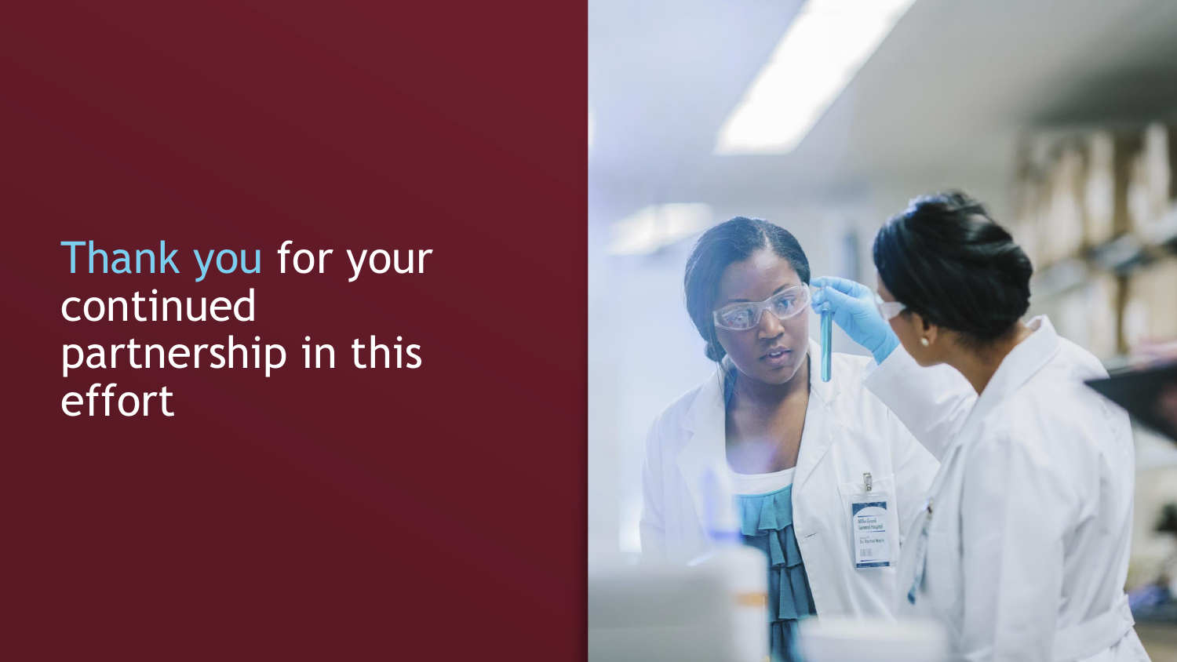Thank you for your continued partnership in this effort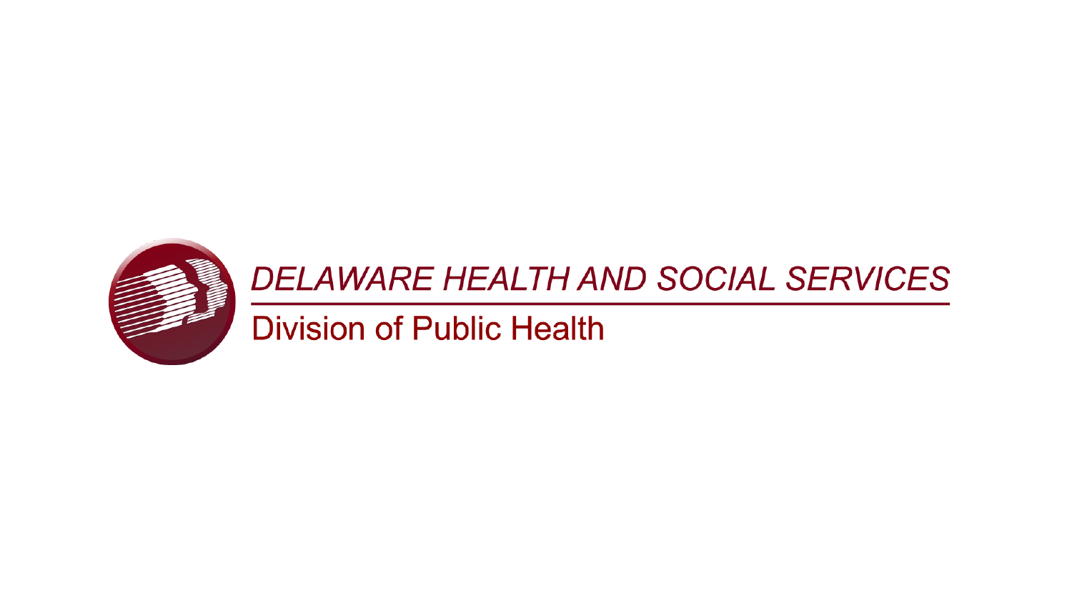DELAWARE HEALTH AND SOCIAL SERVICES

Division of Public Health